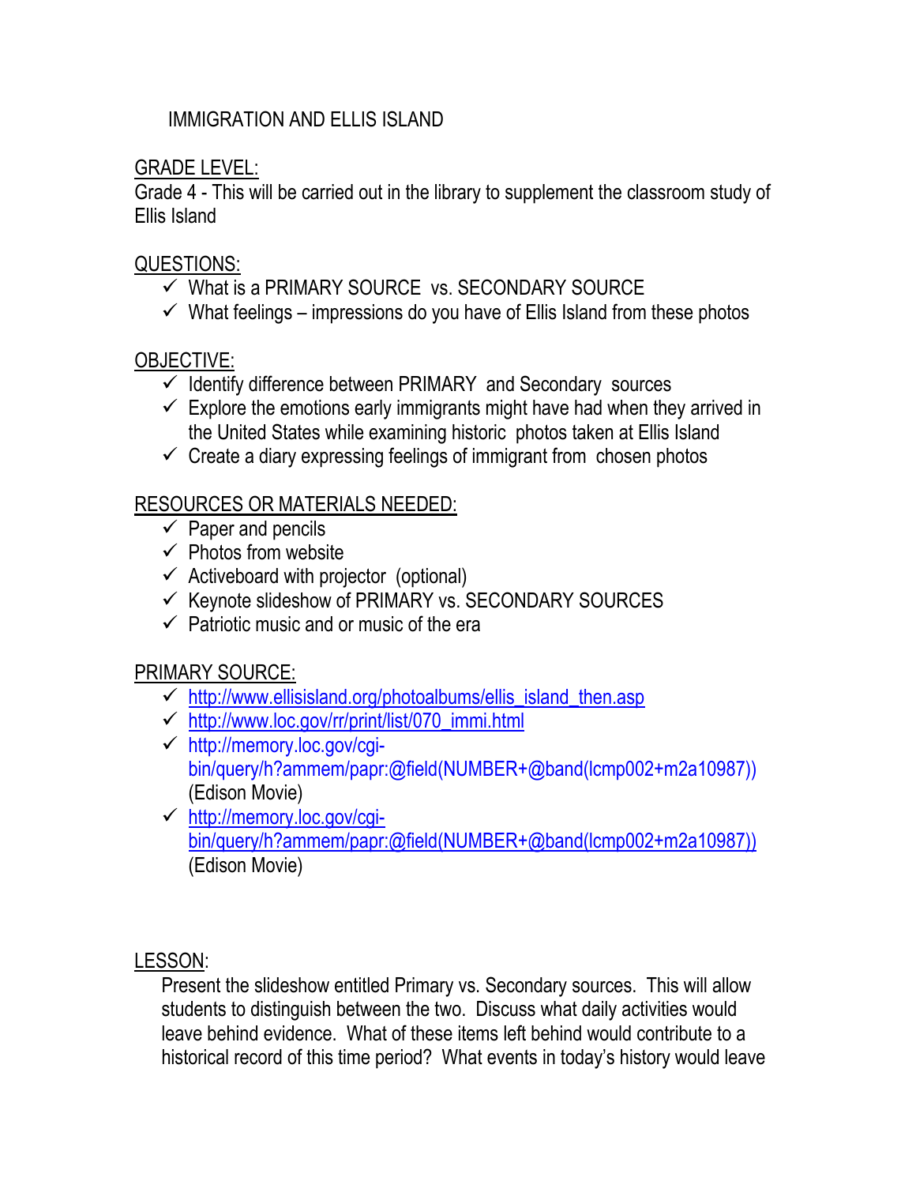# IMMIGRATION AND ELLIS ISLAND

## GRADE LEVEL:

Grade 4 - This will be carried out in the library to supplement the classroom study of Ellis Island

## QUESTIONS:

- ✓ What is a PRIMARY SOURCE vs. SECONDARY SOURCE
- ✓ What feelings – impressions do you have of Ellis Island from these photos

## OBJECTIVE:

- ✓ Identify difference between PRIMARY and Secondary sources
- ✓ Explore the emotions early immigrants might have had when they arrived in the United States while examining historic photos taken at Ellis Island
- ✓ Create a diary expressing feelings of immigrant from chosen photos

## RESOURCES OR MATERIALS NEEDED:

- ✓ Paper and pencils
- ✓ Photos from website
- ✓ Activeboard with projector (optional)
- ✓ Keynote slideshow of PRIMARY vs. SECONDARY SOURCES
- ✓ Patriotic music and or music of the era

## PRIMARY SOURCE:

- ✓ http://www.ellisisland.org/photoalbums/ellis_island_then.asp
- ✓ http://www.loc.gov/rr/print/list/070_immi.html
- ✓ http://memory.loc.gov/cgi-bin/query/h?ammem/papr:@field(NUMBER+@band(lcmp002+m2a10987)) (Edison Movie)
- ✓ http://memory.loc.gov/cgi-bin/query/h?ammem/papr:@field(NUMBER+@band(lcmp002+m2a10987)) (Edison Movie)

## LESSON:

Present the slideshow entitled Primary vs. Secondary sources. This will allow students to distinguish between the two. Discuss what daily activities would leave behind evidence. What of these items left behind would contribute to a historical record of this time period? What events in today's history would leave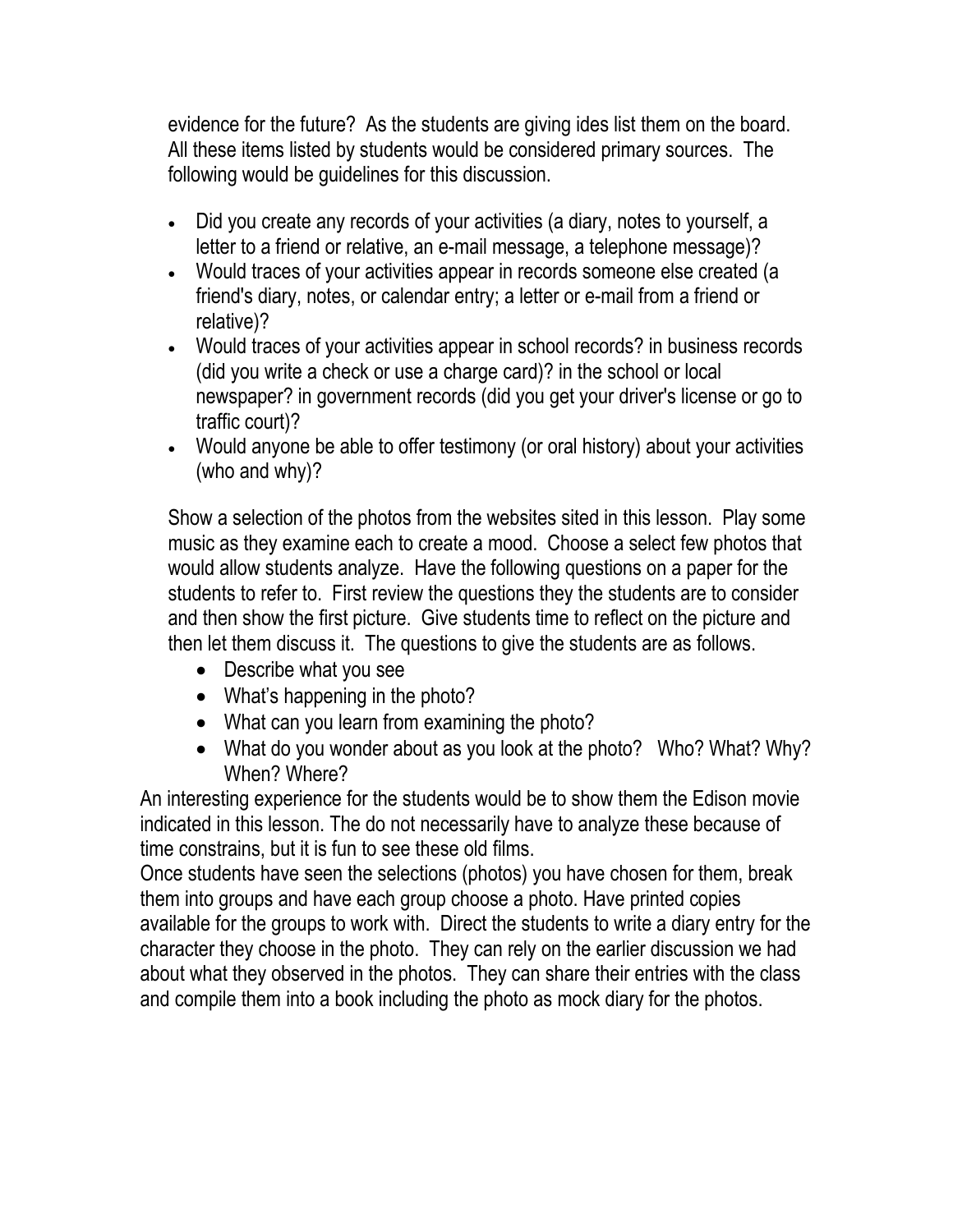evidence for the future? As the students are giving ides list them on the board. All these items listed by students would be considered primary sources. The following would be guidelines for this discussion.

- Did you create any records of your activities (a diary, notes to yourself, a letter to a friend or relative, an e-mail message, a telephone message)?
- Would traces of your activities appear in records someone else created (a friend's diary, notes, or calendar entry; a letter or e-mail from a friend or relative)?
- Would traces of your activities appear in school records? in business records (did you write a check or use a charge card)? in the school or local newspaper? in government records (did you get your driver's license or go to traffic court)?
- Would anyone be able to offer testimony (or oral history) about your activities (who and why)?

Show a selection of the photos from the websites sited in this lesson. Play some music as they examine each to create a mood. Choose a select few photos that would allow students analyze. Have the following questions on a paper for the students to refer to. First review the questions they the students are to consider and then show the first picture. Give students time to reflect on the picture and then let them discuss it. The questions to give the students are as follows.

- Describe what you see
- What's happening in the photo?
- What can you learn from examining the photo?
- What do you wonder about as you look at the photo? Who? What? Why? When? Where?

An interesting experience for the students would be to show them the Edison movie indicated in this lesson. The do not necessarily have to analyze these because of time constrains, but it is fun to see these old films.

Once students have seen the selections (photos) you have chosen for them, break them into groups and have each group choose a photo. Have printed copies available for the groups to work with. Direct the students to write a diary entry for the character they choose in the photo. They can rely on the earlier discussion we had about what they observed in the photos. They can share their entries with the class and compile them into a book including the photo as mock diary for the photos.